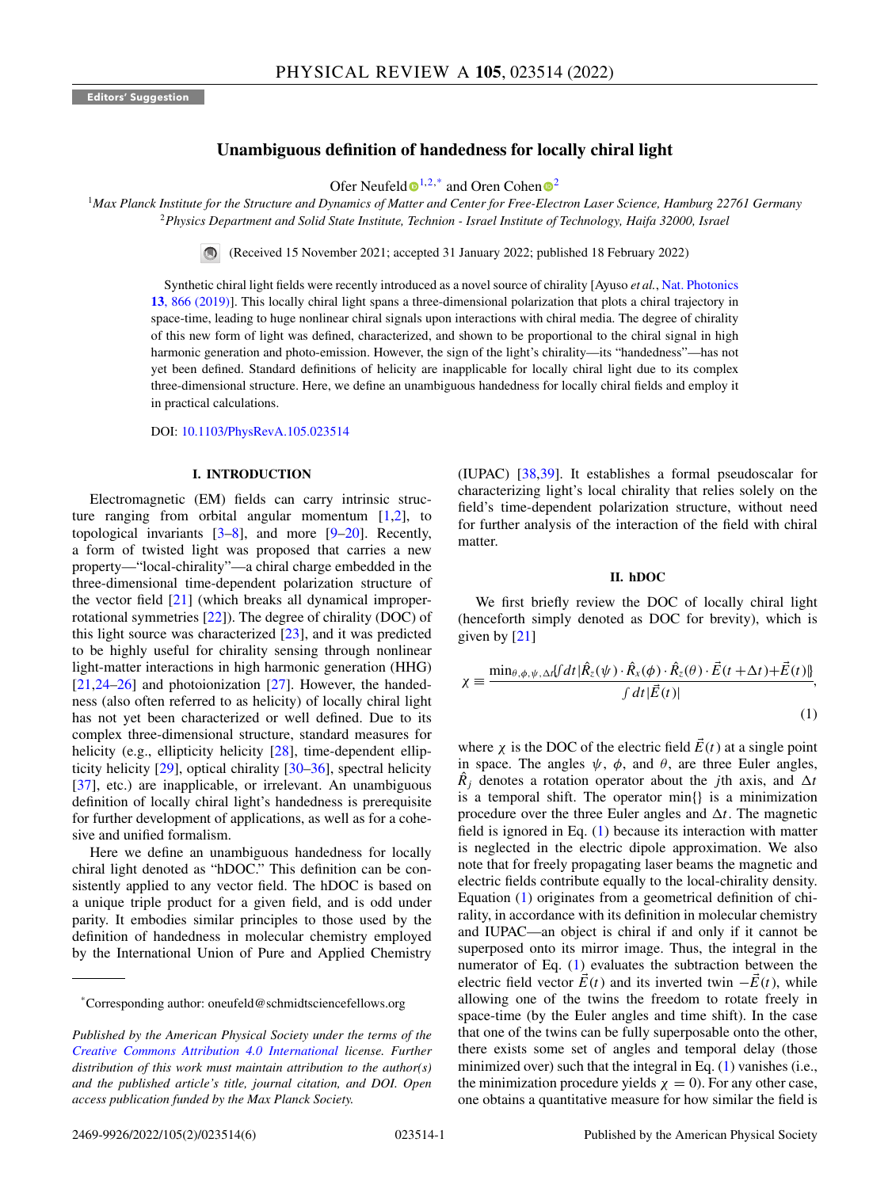Editors' Suggestion

# Unambiguous definition of handedness for locally chiral light

Ofer Neufeld [1,2,*] and Oren Cohen [2]

[1] *Max Planck Institute for the Structure and Dynamics of Matter and Center for Free-Electron Laser Science, Hamburg 22761 Germany*
[2] *Physics Department and Solid State Institute, Technion - Israel Institute of Technology, Haifa 32000, Israel*

(Received 15 November 2021; accepted 31 January 2022; published 18 February 2022)

Synthetic chiral light fields were recently introduced as a novel source of chirality [Ayuso *et al.*, Nat. Photonics **13**, 866 (2019)]. This locally chiral light spans a three-dimensional polarization that plots a chiral trajectory in space-time, leading to huge nonlinear chiral signals upon interactions with chiral media. The degree of chirality of this new form of light was defined, characterized, and shown to be proportional to the chiral signal in high harmonic generation and photo-emission. However, the sign of the light's chirality—its "handedness"—has not yet been defined. Standard definitions of helicity are inapplicable for locally chiral light due to its complex three-dimensional structure. Here, we define an unambiguous handedness for locally chiral fields and employ it in practical calculations.

DOI: 10.1103/PhysRevA.105.023514

## I. INTRODUCTION

Electromagnetic (EM) fields can carry intrinsic structure ranging from orbital angular momentum [1,2], to topological invariants [3–8], and more [9–20]. Recently, a form of twisted light was proposed that carries a new property—"local-chirality"—a chiral charge embedded in the three-dimensional time-dependent polarization structure of the vector field [21] (which breaks all dynamical improper-rotational symmetries [22]). The degree of chirality (DOC) of this light source was characterized [23], and it was predicted to be highly useful for chirality sensing through nonlinear light-matter interactions in high harmonic generation (HHG) [21,24–26] and photoionization [27]. However, the handedness (also often referred to as helicity) of locally chiral light has not yet been characterized or well defined. Due to its complex three-dimensional structure, standard measures for helicity (e.g., ellipticity helicity [28], time-dependent ellipticity helicity [29], optical chirality [30–36], spectral helicity [37], etc.) are inapplicable, or irrelevant. An unambiguous definition of locally chiral light's handedness is prerequisite for further development of applications, as well as for a cohesive and unified formalism.

Here we define an unambiguous handedness for locally chiral light denoted as "hDOC." This definition can be consistently applied to any vector field. The hDOC is based on a unique triple product for a given field, and is odd under parity. It embodies similar principles to those used by the definition of handedness in molecular chemistry employed by the International Union of Pure and Applied Chemistry (IUPAC) [38,39]. It establishes a formal pseudoscalar for characterizing light's local chirality that relies solely on the field's time-dependent polarization structure, without need for further analysis of the interaction of the field with chiral matter.

## II. hDOC

We first briefly review the DOC of locally chiral light (henceforth simply denoted as DOC for brevity), which is given by [21]

$$\chi \equiv \frac{\min_{\theta,\phi,\psi,\Delta t}\{\int dt\,|\hat{R}_z(\psi)\cdot\hat{R}_x(\phi)\cdot\hat{R}_z(\theta)\cdot\vec{E}(t+\Delta t)+\vec{E}(t)|\}}{\int dt\,|\vec{E}(t)|}, \tag{1}$$

where $\chi$ is the DOC of the electric field $\vec{E}(t)$ at a single point in space. The angles $\psi$, $\phi$, and $\theta$, are three Euler angles, $\hat{R}_j$ denotes a rotation operator about the $j$th axis, and $\Delta t$ is a temporal shift. The operator min{} is a minimization procedure over the three Euler angles and $\Delta t$. The magnetic field is ignored in Eq. (1) because its interaction with matter is neglected in the electric dipole approximation. We also note that for freely propagating laser beams the magnetic and electric fields contribute equally to the local-chirality density. Equation (1) originates from a geometrical definition of chirality, in accordance with its definition in molecular chemistry and IUPAC—an object is chiral if and only if it cannot be superposed onto its mirror image. Thus, the integral in the numerator of Eq. (1) evaluates the subtraction between the electric field vector $\vec{E}(t)$ and its inverted twin $-\vec{E}(t)$, while allowing one of the twins the freedom to rotate freely in space-time (by the Euler angles and time shift). In the case that one of the twins can be fully superposable onto the other, there exists some set of angles and temporal delay (those minimized over) such that the integral in Eq. (1) vanishes (i.e., the minimization procedure yields $\chi = 0$). For any other case, one obtains a quantitative measure for how similar the field is

---

*Corresponding author: oneufeld@schmidtsciencefellows.org

*Published by the American Physical Society under the terms of the Creative Commons Attribution 4.0 International license. Further distribution of this work must maintain attribution to the author(s) and the published article's title, journal citation, and DOI. Open access publication funded by the Max Planck Society.*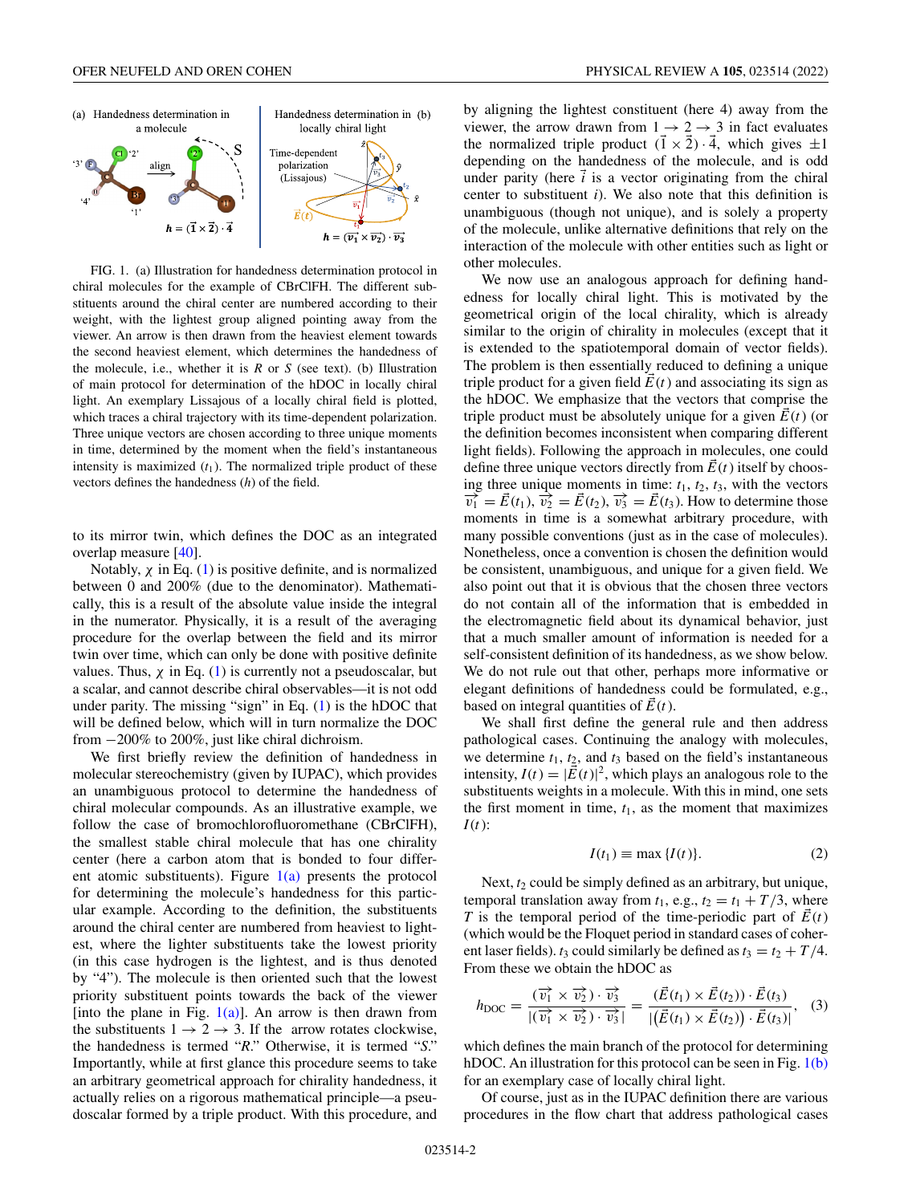FIG. 1. (a) Illustration for handedness determination protocol in chiral molecules for the example of CBrClFH. The different substituents around the chiral center are numbered according to their weight, with the lightest group aligned pointing away from the viewer. An arrow is then drawn from the heaviest element towards the second heaviest element, which determines the handedness of the molecule, i.e., whether it is *R* or *S* (see text). (b) Illustration of main protocol for determination of the hDOC in locally chiral light. An exemplary Lissajous of a locally chiral field is plotted, which traces a chiral trajectory with its time-dependent polarization. Three unique vectors are chosen according to three unique moments in time, determined by the moment when the field's instantaneous intensity is maximized ($t_1$). The normalized triple product of these vectors defines the handedness ($h$) of the field.

to its mirror twin, which defines the DOC as an integrated overlap measure [40].

Notably, $\chi$ in Eq. (1) is positive definite, and is normalized between 0 and 200% (due to the denominator). Mathematically, this is a result of the absolute value inside the integral in the numerator. Physically, it is a result of the averaging procedure for the overlap between the field and its mirror twin over time, which can only be done with positive definite values. Thus, $\chi$ in Eq. (1) is currently not a pseudoscalar, but a scalar, and cannot describe chiral observables—it is not odd under parity. The missing "sign" in Eq. (1) is the hDOC that will be defined below, which will in turn normalize the DOC from −200% to 200%, just like chiral dichroism.

We first briefly review the definition of handedness in molecular stereochemistry (given by IUPAC), which provides an unambiguous protocol to determine the handedness of chiral molecular compounds. As an illustrative example, we follow the case of bromochlorofluoromethane (CBrClFH), the smallest stable chiral molecule that has one chirality center (here a carbon atom that is bonded to four different atomic substituents). Figure 1(a) presents the protocol for determining the molecule's handedness for this particular example. According to the definition, the substituents around the chiral center are numbered from heaviest to lightest, where the lighter substituents take the lowest priority (in this case hydrogen is the lightest, and is thus denoted by "4"). The molecule is then oriented such that the lowest priority substituent points towards the back of the viewer [into the plane in Fig. 1(a)]. An arrow is then drawn from the substituents $1 \rightarrow 2 \rightarrow 3$. If the arrow rotates clockwise, the handedness is termed "*R*." Otherwise, it is termed "*S*." Importantly, while at first glance this procedure seems to take an arbitrary geometrical approach for chirality handedness, it actually relies on a rigorous mathematical principle—a pseudoscalar formed by a triple product. With this procedure, and by aligning the lightest constituent (here 4) away from the viewer, the arrow drawn from $1 \rightarrow 2 \rightarrow 3$ in fact evaluates the normalized triple product $(\vec{1} \times \vec{2}) \cdot \vec{4}$, which gives $\pm 1$ depending on the handedness of the molecule, and is odd under parity (here $\vec{i}$ is a vector originating from the chiral center to substituent $i$). We also note that this definition is unambiguous (though not unique), and is solely a property of the molecule, unlike alternative definitions that rely on the interaction of the molecule with other entities such as light or other molecules.

We now use an analogous approach for defining handedness for locally chiral light. This is motivated by the geometrical origin of the local chirality, which is already similar to the origin of chirality in molecules (except that it is extended to the spatiotemporal domain of vector fields). The problem is then essentially reduced to defining a unique triple product for a given field $\vec{E}(t)$ and associating its sign as the hDOC. We emphasize that the vectors that comprise the triple product must be absolutely unique for a given $\vec{E}(t)$ (or the definition becomes inconsistent when comparing different light fields). Following the approach in molecules, one could define three unique vectors directly from $\vec{E}(t)$ itself by choosing three unique moments in time: $t_1$, $t_2$, $t_3$, with the vectors $\vec{v_1} = \vec{E}(t_1)$, $\vec{v_2} = \vec{E}(t_2)$, $\vec{v_3} = \vec{E}(t_3)$. How to determine those moments in time is a somewhat arbitrary procedure, with many possible conventions (just as in the case of molecules). Nonetheless, once a convention is chosen the definition would be consistent, unambiguous, and unique for a given field. We also point out that it is obvious that the chosen three vectors do not contain all of the information that is embedded in the electromagnetic field about its dynamical behavior, just that a much smaller amount of information is needed for a self-consistent definition of its handedness, as we show below. We do not rule out that other, perhaps more informative or elegant definitions of handedness could be formulated, e.g., based on integral quantities of $\vec{E}(t)$.

We shall first define the general rule and then address pathological cases. Continuing the analogy with molecules, we determine $t_1$, $t_2$, and $t_3$ based on the field's instantaneous intensity, $I(t) = |\vec{E}(t)|^2$, which plays an analogous role to the substituents weights in a molecule. With this in mind, one sets the first moment in time, $t_1$, as the moment that maximizes $I(t)$:

$$I(t_1) \equiv \max\{I(t)\}. \tag{2}$$

Next, $t_2$ could be simply defined as an arbitrary, but unique, temporal translation away from $t_1$, e.g., $t_2 = t_1 + T/3$, where $T$ is the temporal period of the time-periodic part of $\vec{E}(t)$ (which would be the Floquet period in standard cases of coherent laser fields). $t_3$ could similarly be defined as $t_3 = t_2 + T/4$. From these we obtain the hDOC as

$$h_{\text{DOC}} = \frac{(\vec{v_1} \times \vec{v_2}) \cdot \vec{v_3}}{|(\vec{v_1} \times \vec{v_2}) \cdot \vec{v_3}|} = \frac{(\vec{E}(t_1) \times \vec{E}(t_2)) \cdot \vec{E}(t_3)}{|(\vec{E}(t_1) \times \vec{E}(t_2)) \cdot \vec{E}(t_3)|}, \tag{3}$$

which defines the main branch of the protocol for determining hDOC. An illustration for this protocol can be seen in Fig. 1(b) for an exemplary case of locally chiral light.

Of course, just as in the IUPAC definition there are various procedures in the flow chart that address pathological cases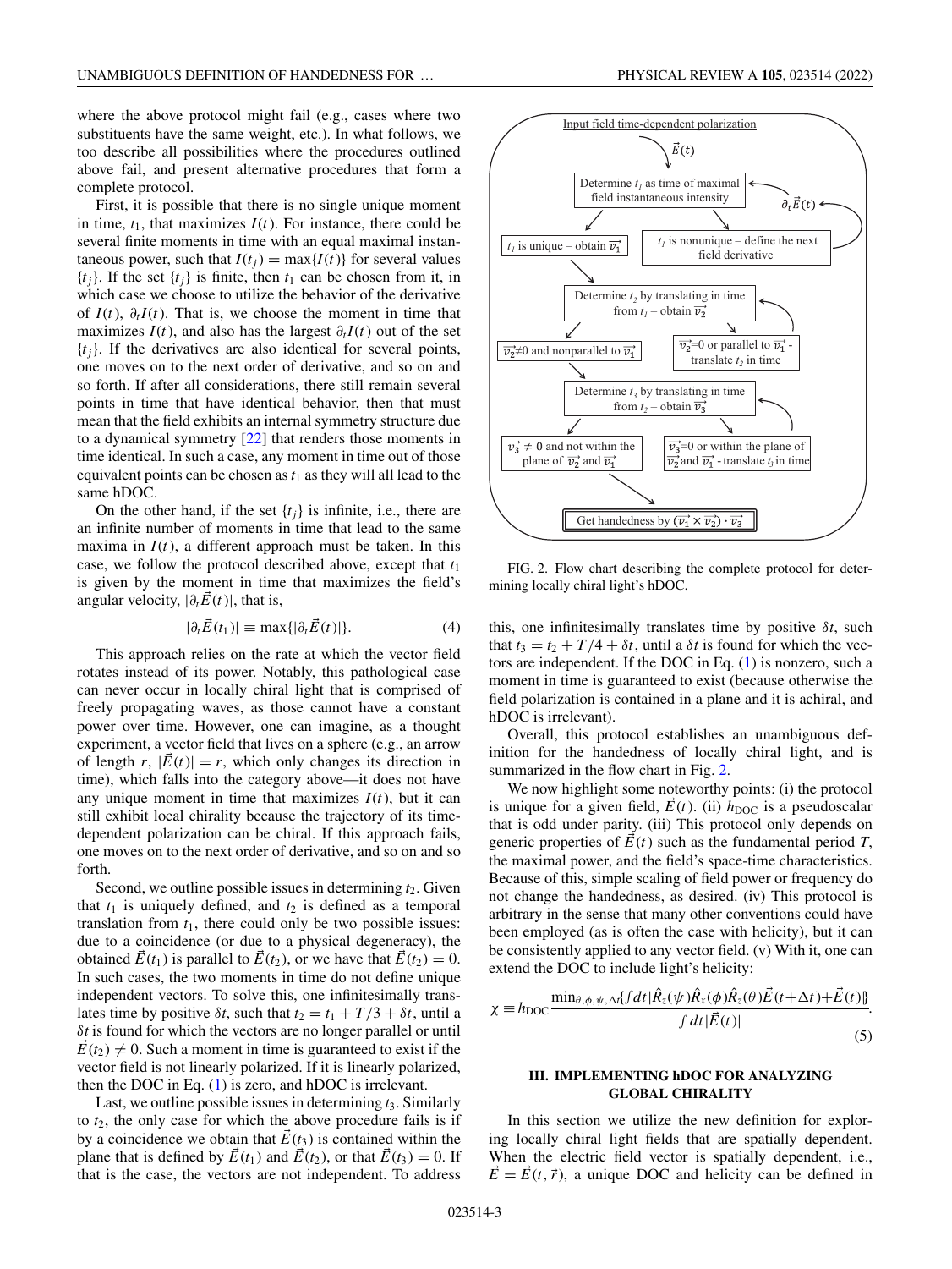where the above protocol might fail (e.g., cases where two substituents have the same weight, etc.). In what follows, we too describe all possibilities where the procedures outlined above fail, and present alternative procedures that form a complete protocol.

First, it is possible that there is no single unique moment in time, $t_1$, that maximizes $I(t)$. For instance, there could be several finite moments in time with an equal maximal instantaneous power, such that $I(t_j) = \max\{I(t)\}$ for several values $\{t_j\}$. If the set $\{t_j\}$ is finite, then $t_1$ can be chosen from it, in which case we choose to utilize the behavior of the derivative of $I(t)$, $\partial_t I(t)$. That is, we choose the moment in time that maximizes $I(t)$, and also has the largest $\partial_t I(t)$ out of the set $\{t_j\}$. If the derivatives are also identical for several points, one moves on to the next order of derivative, and so on and so forth. If after all considerations, there still remain several points in time that have identical behavior, then that must mean that the field exhibits an internal symmetry structure due to a dynamical symmetry [22] that renders those moments in time identical. In such a case, any moment in time out of those equivalent points can be chosen as $t_1$ as they will all lead to the same hDOC.

On the other hand, if the set $\{t_j\}$ is infinite, i.e., there are an infinite number of moments in time that lead to the same maxima in $I(t)$, a different approach must be taken. In this case, we follow the protocol described above, except that $t_1$ is given by the moment in time that maximizes the field's angular velocity, $|\partial_t \vec{E}(t)|$, that is,

$$|\partial_t \vec{E}(t_1)| \equiv \max\{|\partial_t \vec{E}(t)|\}. \tag{4}$$

This approach relies on the rate at which the vector field rotates instead of its power. Notably, this pathological case can never occur in locally chiral light that is comprised of freely propagating waves, as those cannot have a constant power over time. However, one can imagine, as a thought experiment, a vector field that lives on a sphere (e.g., an arrow of length $r$, $|\vec{E}(t)| = r$, which only changes its direction in time), which falls into the category above—it does not have any unique moment in time that maximizes $I(t)$, but it can still exhibit local chirality because the trajectory of its time-dependent polarization can be chiral. If this approach fails, one moves on to the next order of derivative, and so on and so forth.

Second, we outline possible issues in determining $t_2$. Given that $t_1$ is uniquely defined, and $t_2$ is defined as a temporal translation from $t_1$, there could only be two possible issues: due to a coincidence (or due to a physical degeneracy), the obtained $\vec{E}(t_1)$ is parallel to $\vec{E}(t_2)$, or we have that $\vec{E}(t_2) = 0$. In such cases, the two moments in time do not define unique independent vectors. To solve this, one infinitesimally translates time by positive $\delta t$, such that $t_2 = t_1 + T/3 + \delta t$, until a $\delta t$ is found for which the vectors are no longer parallel or until $\vec{E}(t_2) \neq 0$. Such a moment in time is guaranteed to exist if the vector field is not linearly polarized. If it is linearly polarized, then the DOC in Eq. (1) is zero, and hDOC is irrelevant.

Last, we outline possible issues in determining $t_3$. Similarly to $t_2$, the only case for which the above procedure fails is if by a coincidence we obtain that $\vec{E}(t_3)$ is contained within the plane that is defined by $\vec{E}(t_1)$ and $\vec{E}(t_2)$, or that $\vec{E}(t_3) = 0$. If that is the case, the vectors are not independent. To address this, one infinitesimally translates time by positive $\delta t$, such that $t_3 = t_2 + T/4 + \delta t$, until a $\delta t$ is found for which the vectors are independent. If the DOC in Eq. (1) is nonzero, such a moment in time is guaranteed to exist (because otherwise the field polarization is contained in a plane and it is achiral, and hDOC is irrelevant).

Overall, this protocol establishes an unambiguous definition for the handedness of locally chiral light, and is summarized in the flow chart in Fig. 2.

Input field time-dependent polarization → $\vec{E}(t)$ → Determine $t_1$ as time of maximal field instantaneous intensity → $t_1$ is unique – obtain $\vec{v_1}$ / $t_1$ is nonunique – define the next field derivative ($\partial_t \vec{E}(t)$) → Determine $t_2$ by translating in time from $t_1$ – obtain $\vec{v_2}$ → $\vec{v_2}\neq 0$ and nonparallel to $\vec{v_1}$ / $\vec{v_2}=0$ or parallel to $\vec{v_1}$ - translate $t_2$ in time → Determine $t_3$ by translating in time from $t_2$ – obtain $\vec{v_3}$ → $\vec{v_3}\neq 0$ and not within the plane of $\vec{v_2}$ and $\vec{v_1}$ / $\vec{v_3}=0$ or within the plane of $\vec{v_2}$ and $\vec{v_1}$ - translate $t_3$ in time → Get handedness by $(\vec{v_1}\times\vec{v_2})\cdot\vec{v_3}$

FIG. 2. Flow chart describing the complete protocol for determining locally chiral light's hDOC.

We now highlight some noteworthy points: (i) the protocol is unique for a given field, $\vec{E}(t)$. (ii) $h_{\text{DOC}}$ is a pseudoscalar that is odd under parity. (iii) This protocol only depends on generic properties of $\vec{E}(t)$ such as the fundamental period $T$, the maximal power, and the field's space-time characteristics. Because of this, simple scaling of field power or frequency do not change the handedness, as desired. (iv) This protocol is arbitrary in the sense that many other conventions could have been employed (as is often the case with helicity), but it can be consistently applied to any vector field. (v) With it, one can extend the DOC to include light's helicity:

$$\chi \equiv h_{\text{DOC}} \frac{\min_{\theta,\phi,\psi,\Delta t}\{\int dt |\hat{R}_z(\psi)\hat{R}_x(\phi)\hat{R}_z(\theta)\vec{E}(t+\Delta t)+\vec{E}(t)|\}}{\int dt |\vec{E}(t)|}. \tag{5}$$

## III. IMPLEMENTING hDOC FOR ANALYZING GLOBAL CHIRALITY

In this section we utilize the new definition for exploring locally chiral light fields that are spatially dependent. When the electric field vector is spatially dependent, i.e., $\vec{E} = \vec{E}(t, \vec{r})$, a unique DOC and helicity can be defined in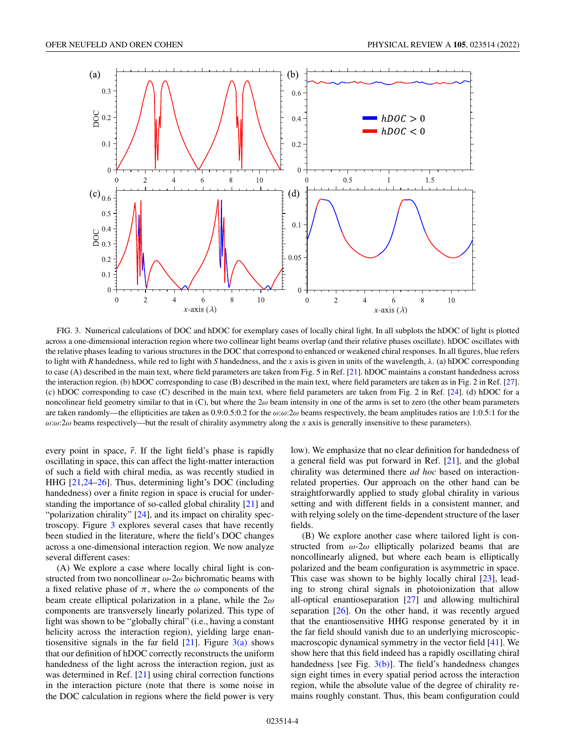FIG. 3. Numerical calculations of DOC and hDOC for exemplary cases of locally chiral light. In all subplots the hDOC of light is plotted across a one-dimensional interaction region where two collinear light beams overlap (and their relative phases oscillate). hDOC oscillates with the relative phases leading to various structures in the DOC that correspond to enhanced or weakened chiral responses. In all figures, blue refers to light with *R* handedness, while red to light with *S* handedness, and the *x* axis is given in units of the wavelength, λ. (a) hDOC corresponding to case (A) described in the main text, where field parameters are taken from Fig. 5 in Ref. [21]. hDOC maintains a constant handedness across the interaction region. (b) hDOC corresponding to case (B) described in the main text, where field parameters are taken as in Fig. 2 in Ref. [27]. (c) hDOC corresponding to case (C) described in the main text, where field parameters are taken from Fig. 2 in Ref. [24]. (d) hDOC for a noncolinear field geometry similar to that in (C), but where the $2\omega$ beam intensity in one of the arms is set to zero (the other beam parameters are taken randomly—the ellipticities are taken as 0.9:0.5:0.2 for the $\omega$:$\omega$:$2\omega$ beams respectively, the beam amplitudes ratios are 1:0.5:1 for the $\omega$:$\omega$:$2\omega$ beams respectively—but the result of chirality asymmetry along the *x* axis is generally insensitive to these parameters).

every point in space, $\vec{r}$. If the light field's phase is rapidly oscillating in space, this can affect the light-matter interaction of such a field with chiral media, as was recently studied in HHG [21,24–26]. Thus, determining light's DOC (including handedness) over a finite region in space is crucial for understanding the importance of so-called global chirality [21] and "polarization chirality" [24], and its impact on chirality spectroscopy. Figure 3 explores several cases that have recently been studied in the literature, where the field's DOC changes across a one-dimensional interaction region. We now analyze several different cases:

(A) We explore a case where locally chiral light is constructed from two noncollinear $\omega$-$2\omega$ bichromatic beams with a fixed relative phase of $\pi$, where the $\omega$ components of the beam create elliptical polarization in a plane, while the $2\omega$ components are transversely linearly polarized. This type of light was shown to be "globally chiral" (i.e., having a constant helicity across the interaction region), yielding large enantiosensitive signals in the far field [21]. Figure 3(a) shows that our definition of hDOC correctly reconstructs the uniform handedness of the light across the interaction region, just as was determined in Ref. [21] using chiral correction functions in the interaction picture (note that there is some noise in the DOC calculation in regions where the field power is very low). We emphasize that no clear definition for handedness of a general field was put forward in Ref. [21], and the global chirality was determined there *ad hoc* based on interaction-related properties. Our approach on the other hand can be straightforwardly applied to study global chirality in various setting and with different fields in a consistent manner, and with relying solely on the time-dependent structure of the laser fields.

(B) We explore another case where tailored light is constructed from $\omega$-$2\omega$ elliptically polarized beams that are noncollinearly aligned, but where each beam is elliptically polarized and the beam configuration is asymmetric in space. This case was shown to be highly locally chiral [23], leading to strong chiral signals in photoionization that allow all-optical enantioseparation [27] and allowing multichiral separation [26]. On the other hand, it was recently argued that the enantiosensitive HHG response generated by it in the far field should vanish due to an underlying microscopic-macroscopic dynamical symmetry in the vector field [41]. We show here that this field indeed has a rapidly oscillating chiral handedness [see Fig. 3(b)]. The field's handedness changes sign eight times in every spatial period across the interaction region, while the absolute value of the degree of chirality remains roughly constant. Thus, this beam configuration could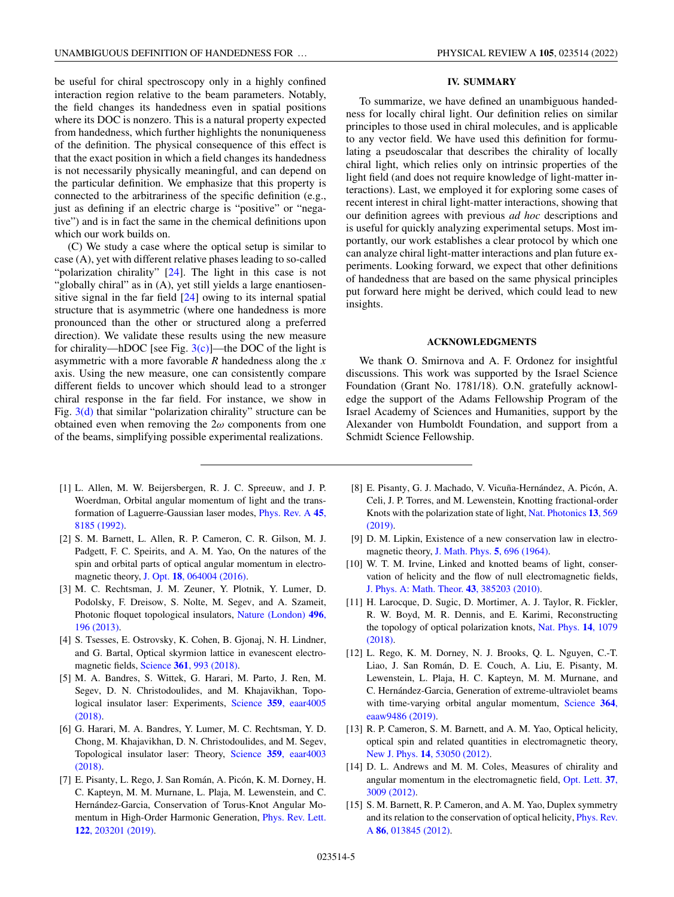be useful for chiral spectroscopy only in a highly confined interaction region relative to the beam parameters. Notably, the field changes its handedness even in spatial positions where its DOC is nonzero. This is a natural property expected from handedness, which further highlights the nonuniqueness of the definition. The physical consequence of this effect is that the exact position in which a field changes its handedness is not necessarily physically meaningful, and can depend on the particular definition. We emphasize that this property is connected to the arbitrariness of the specific definition (e.g., just as defining if an electric charge is "positive" or "negative") and is in fact the same in the chemical definitions upon which our work builds on.

(C) We study a case where the optical setup is similar to case (A), yet with different relative phases leading to so-called "polarization chirality" [24]. The light in this case is not "globally chiral" as in (A), yet still yields a large enantiosensitive signal in the far field [24] owing to its internal spatial structure that is asymmetric (where one handedness is more pronounced than the other or structured along a preferred direction). We validate these results using the new measure for chirality—hDOC [see Fig. 3(c)]—the DOC of the light is asymmetric with a more favorable *R* handedness along the *x* axis. Using the new measure, one can consistently compare different fields to uncover which should lead to a stronger chiral response in the far field. For instance, we show in Fig. 3(d) that similar "polarization chirality" structure can be obtained even when removing the $2\omega$ components from one of the beams, simplifying possible experimental realizations.

## IV. SUMMARY

To summarize, we have defined an unambiguous handedness for locally chiral light. Our definition relies on similar principles to those used in chiral molecules, and is applicable to any vector field. We have used this definition for formulating a pseudoscalar that describes the chirality of locally chiral light, which relies only on intrinsic properties of the light field (and does not require knowledge of light-matter interactions). Last, we employed it for exploring some cases of recent interest in chiral light-matter interactions, showing that our definition agrees with previous *ad hoc* descriptions and is useful for quickly analyzing experimental setups. Most importantly, our work establishes a clear protocol by which one can analyze chiral light-matter interactions and plan future experiments. Looking forward, we expect that other definitions of handedness that are based on the same physical principles put forward here might be derived, which could lead to new insights.

## ACKNOWLEDGMENTS

We thank O. Smirnova and A. F. Ordonez for insightful discussions. This work was supported by the Israel Science Foundation (Grant No. 1781/18). O.N. gratefully acknowledge the support of the Adams Fellowship Program of the Israel Academy of Sciences and Humanities, support by the Alexander von Humboldt Foundation, and support from a Schmidt Science Fellowship.

---

[1] L. Allen, M. W. Beijersbergen, R. J. C. Spreeuw, and J. P. Woerdman, Orbital angular momentum of light and the transformation of Laguerre-Gaussian laser modes, Phys. Rev. A **45**, 8185 (1992).

[2] S. M. Barnett, L. Allen, R. P. Cameron, C. R. Gilson, M. J. Padgett, F. C. Speirits, and A. M. Yao, On the natures of the spin and orbital parts of optical angular momentum in electromagnetic theory, J. Opt. **18**, 064004 (2016).

[3] M. C. Rechtsman, J. M. Zeuner, Y. Plotnik, Y. Lumer, D. Podolsky, F. Dreisow, S. Nolte, M. Segev, and A. Szameit, Photonic floquet topological insulators, Nature (London) **496**, 196 (2013).

[4] S. Tsesses, E. Ostrovsky, K. Cohen, B. Gjonaj, N. H. Lindner, and G. Bartal, Optical skyrmion lattice in evanescent electromagnetic fields, Science **361**, 993 (2018).

[5] M. A. Bandres, S. Wittek, G. Harari, M. Parto, J. Ren, M. Segev, D. N. Christodoulides, and M. Khajavikhan, Topological insulator laser: Experiments, Science **359**, eaar4005 (2018).

[6] G. Harari, M. A. Bandres, Y. Lumer, M. C. Rechtsman, Y. D. Chong, M. Khajavikhan, D. N. Christodoulides, and M. Segev, Topological insulator laser: Theory, Science **359**, eaar4003 (2018).

[7] E. Pisanty, L. Rego, J. San Román, A. Picón, K. M. Dorney, H. C. Kapteyn, M. M. Murnane, L. Plaja, M. Lewenstein, and C. Hernández-Garcia, Conservation of Torus-Knot Angular Momentum in High-Order Harmonic Generation, Phys. Rev. Lett. **122**, 203201 (2019).

[8] E. Pisanty, G. J. Machado, V. Vicuña-Hernández, A. Picón, A. Celi, J. P. Torres, and M. Lewenstein, Knotting fractional-order Knots with the polarization state of light, Nat. Photonics **13**, 569 (2019).

[9] D. M. Lipkin, Existence of a new conservation law in electromagnetic theory, J. Math. Phys. **5**, 696 (1964).

[10] W. T. M. Irvine, Linked and knotted beams of light, conservation of helicity and the flow of null electromagnetic fields, J. Phys. A: Math. Theor. **43**, 385203 (2010).

[11] H. Larocque, D. Sugic, D. Mortimer, A. J. Taylor, R. Fickler, R. W. Boyd, M. R. Dennis, and E. Karimi, Reconstructing the topology of optical polarization knots, Nat. Phys. **14**, 1079 (2018).

[12] L. Rego, K. M. Dorney, N. J. Brooks, Q. L. Nguyen, C.-T. Liao, J. San Román, D. E. Couch, A. Liu, E. Pisanty, M. Lewenstein, L. Plaja, H. C. Kapteyn, M. M. Murnane, and C. Hernández-Garcia, Generation of extreme-ultraviolet beams with time-varying orbital angular momentum, Science **364**, eaaw9486 (2019).

[13] R. P. Cameron, S. M. Barnett, and A. M. Yao, Optical helicity, optical spin and related quantities in electromagnetic theory, New J. Phys. **14**, 53050 (2012).

[14] D. L. Andrews and M. M. Coles, Measures of chirality and angular momentum in the electromagnetic field, Opt. Lett. **37**, 3009 (2012).

[15] S. M. Barnett, R. P. Cameron, and A. M. Yao, Duplex symmetry and its relation to the conservation of optical helicity, Phys. Rev. A **86**, 013845 (2012).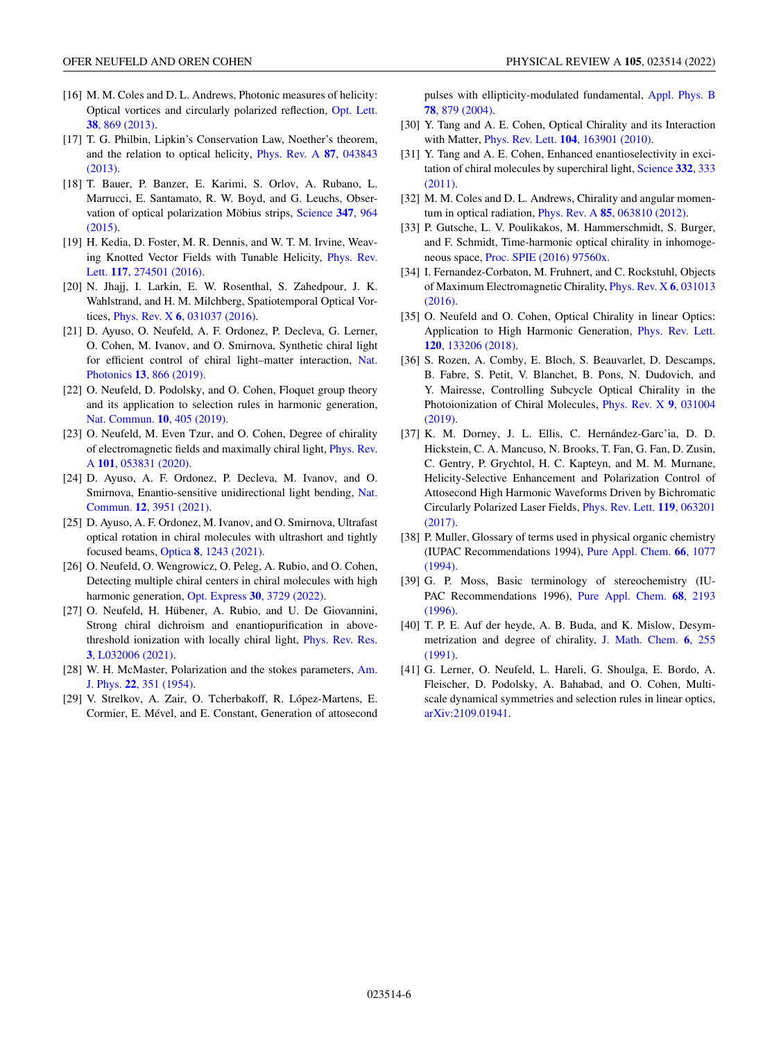[16] M. M. Coles and D. L. Andrews, Photonic measures of helicity: Optical vortices and circularly polarized reflection, Opt. Lett. **38**, 869 (2013).

[17] T. G. Philbin, Lipkin's Conservation Law, Noether's theorem, and the relation to optical helicity, Phys. Rev. A **87**, 043843 (2013).

[18] T. Bauer, P. Banzer, E. Karimi, S. Orlov, A. Rubano, L. Marrucci, E. Santamato, R. W. Boyd, and G. Leuchs, Observation of optical polarization Möbius strips, Science **347**, 964 (2015).

[19] H. Kedia, D. Foster, M. R. Dennis, and W. T. M. Irvine, Weaving Knotted Vector Fields with Tunable Helicity, Phys. Rev. Lett. **117**, 274501 (2016).

[20] N. Jhajj, I. Larkin, E. W. Rosenthal, S. Zahedpour, J. K. Wahlstrand, and H. M. Milchberg, Spatiotemporal Optical Vortices, Phys. Rev. X **6**, 031037 (2016).

[21] D. Ayuso, O. Neufeld, A. F. Ordonez, P. Decleva, G. Lerner, O. Cohen, M. Ivanov, and O. Smirnova, Synthetic chiral light for efficient control of chiral light–matter interaction, Nat. Photonics **13**, 866 (2019).

[22] O. Neufeld, D. Podolsky, and O. Cohen, Floquet group theory and its application to selection rules in harmonic generation, Nat. Commun. **10**, 405 (2019).

[23] O. Neufeld, M. Even Tzur, and O. Cohen, Degree of chirality of electromagnetic fields and maximally chiral light, Phys. Rev. A **101**, 053831 (2020).

[24] D. Ayuso, A. F. Ordonez, P. Decleva, M. Ivanov, and O. Smirnova, Enantio-sensitive unidirectional light bending, Nat. Commun. **12**, 3951 (2021).

[25] D. Ayuso, A. F. Ordonez, M. Ivanov, and O. Smirnova, Ultrafast optical rotation in chiral molecules with ultrashort and tightly focused beams, Optica **8**, 1243 (2021).

[26] O. Neufeld, O. Wengrowicz, O. Peleg, A. Rubio, and O. Cohen, Detecting multiple chiral centers in chiral molecules with high harmonic generation, Opt. Express **30**, 3729 (2022).

[27] O. Neufeld, H. Hübener, A. Rubio, and U. De Giovannini, Strong chiral dichroism and enantiopurification in above-threshold ionization with locally chiral light, Phys. Rev. Res. **3**, L032006 (2021).

[28] W. H. McMaster, Polarization and the stokes parameters, Am. J. Phys. **22**, 351 (1954).

[29] V. Strelkov, A. Zair, O. Tcherbakoff, R. López-Martens, E. Cormier, E. Mével, and E. Constant, Generation of attosecond pulses with ellipticity-modulated fundamental, Appl. Phys. B **78**, 879 (2004).

[30] Y. Tang and A. E. Cohen, Optical Chirality and its Interaction with Matter, Phys. Rev. Lett. **104**, 163901 (2010).

[31] Y. Tang and A. E. Cohen, Enhanced enantioselectivity in excitation of chiral molecules by superchiral light, Science **332**, 333 (2011).

[32] M. M. Coles and D. L. Andrews, Chirality and angular momentum in optical radiation, Phys. Rev. A **85**, 063810 (2012).

[33] P. Gutsche, L. V. Poulikakos, M. Hammerschmidt, S. Burger, and F. Schmidt, Time-harmonic optical chirality in inhomogeneous space, Proc. SPIE (2016) 97560x.

[34] I. Fernandez-Corbaton, M. Fruhnert, and C. Rockstuhl, Objects of Maximum Electromagnetic Chirality, Phys. Rev. X **6**, 031013 (2016).

[35] O. Neufeld and O. Cohen, Optical Chirality in linear Optics: Application to High Harmonic Generation, Phys. Rev. Lett. **120**, 133206 (2018).

[36] S. Rozen, A. Comby, E. Bloch, S. Beauvarlet, D. Descamps, B. Fabre, S. Petit, V. Blanchet, B. Pons, N. Dudovich, and Y. Mairesse, Controlling Subcycle Optical Chirality in the Photoionization of Chiral Molecules, Phys. Rev. X **9**, 031004 (2019).

[37] K. M. Dorney, J. L. Ellis, C. Hernández-Garc'ia, D. D. Hickstein, C. A. Mancuso, N. Brooks, T. Fan, G. Fan, D. Zusin, C. Gentry, P. Grychtol, H. C. Kapteyn, and M. M. Murnane, Helicity-Selective Enhancement and Polarization Control of Attosecond High Harmonic Waveforms Driven by Bichromatic Circularly Polarized Laser Fields, Phys. Rev. Lett. **119**, 063201 (2017).

[38] P. Muller, Glossary of terms used in physical organic chemistry (IUPAC Recommendations 1994), Pure Appl. Chem. **66**, 1077 (1994).

[39] G. P. Moss, Basic terminology of stereochemistry (IUPAC Recommendations 1996), Pure Appl. Chem. **68**, 2193 (1996).

[40] T. P. E. Auf der heyde, A. B. Buda, and K. Mislow, Desymmetrization and degree of chirality, J. Math. Chem. **6**, 255 (1991).

[41] G. Lerner, O. Neufeld, L. Hareli, G. Shoulga, E. Bordo, A. Fleischer, D. Podolsky, A. Bahabad, and O. Cohen, Multiscale dynamical symmetries and selection rules in linear optics, arXiv:2109.01941.